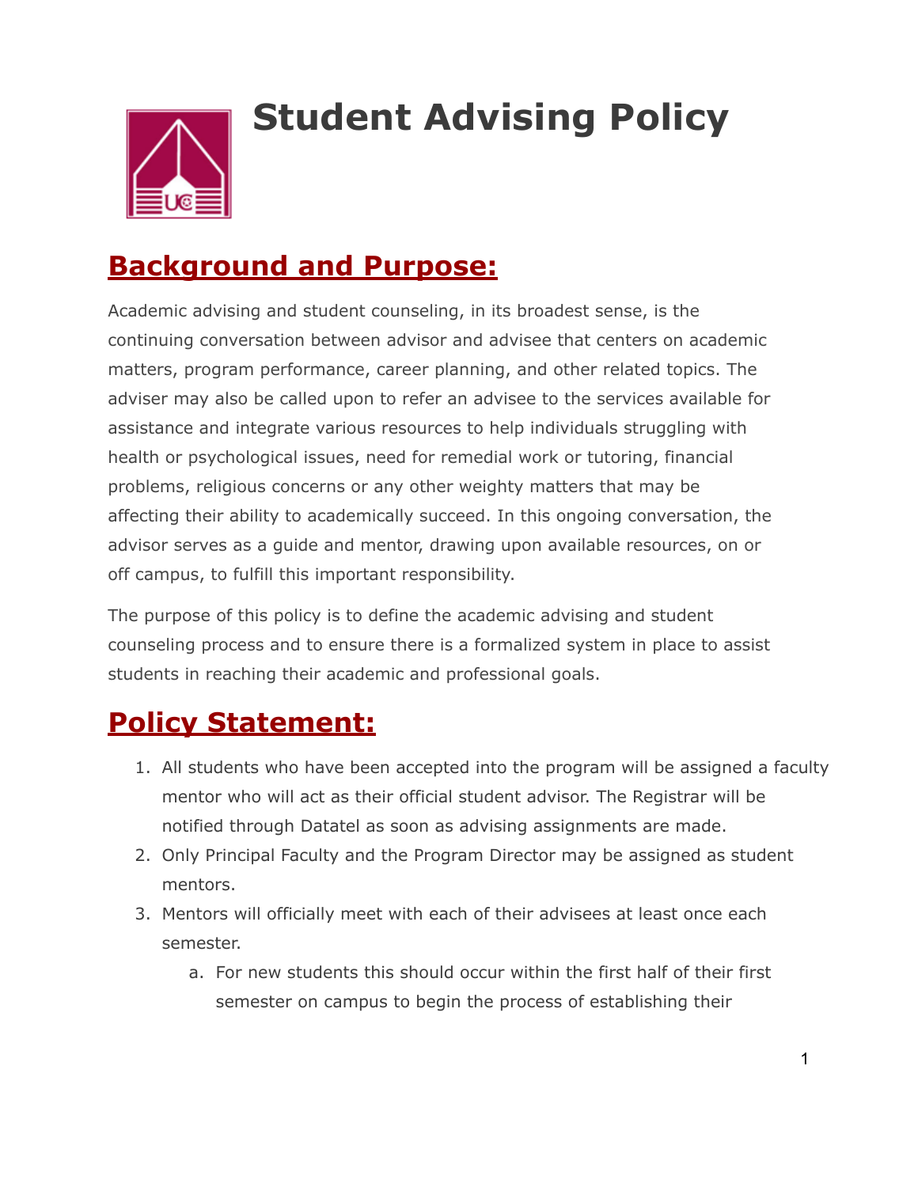# Student Advising Policy

## Background and Purpose:

Academic advising and student counseling, in its broadest sense, is the continuing conversation between advisor and advisee that centers on academic matters, program performance, career planning, and other related topics. The adviser may also be called upon to refer an advisee to the services available for assistance and integrate various resources to help individuals struggling with health or psychological issues, need for remedial work or tutoring, financial problems, religious concerns or any other weighty matters that may be affecting their ability to academically succeed. In this ongoing conversation, the advisor serves as a guide and mentor, drawing upon available resources, on or off campus, to fulfill this important responsibility.

The purpose of this policy is to define the academic advising and student counseling process and to ensure there is a formalized system in place to assist students in reaching their academic and professional goals.

## Policy Statement:

1. All students who have been accepted into the program will be assigned a faculty mentor who will act as their official student advisor. The Registrar will be notified through Datatel as soon as advising assignments are made.
2. Only Principal Faculty and the Program Director may be assigned as student mentors.
3. Mentors will officially meet with each of their advisees at least once each semester.
   a. For new students this should occur within the first half of their first semester on campus to begin the process of establishing their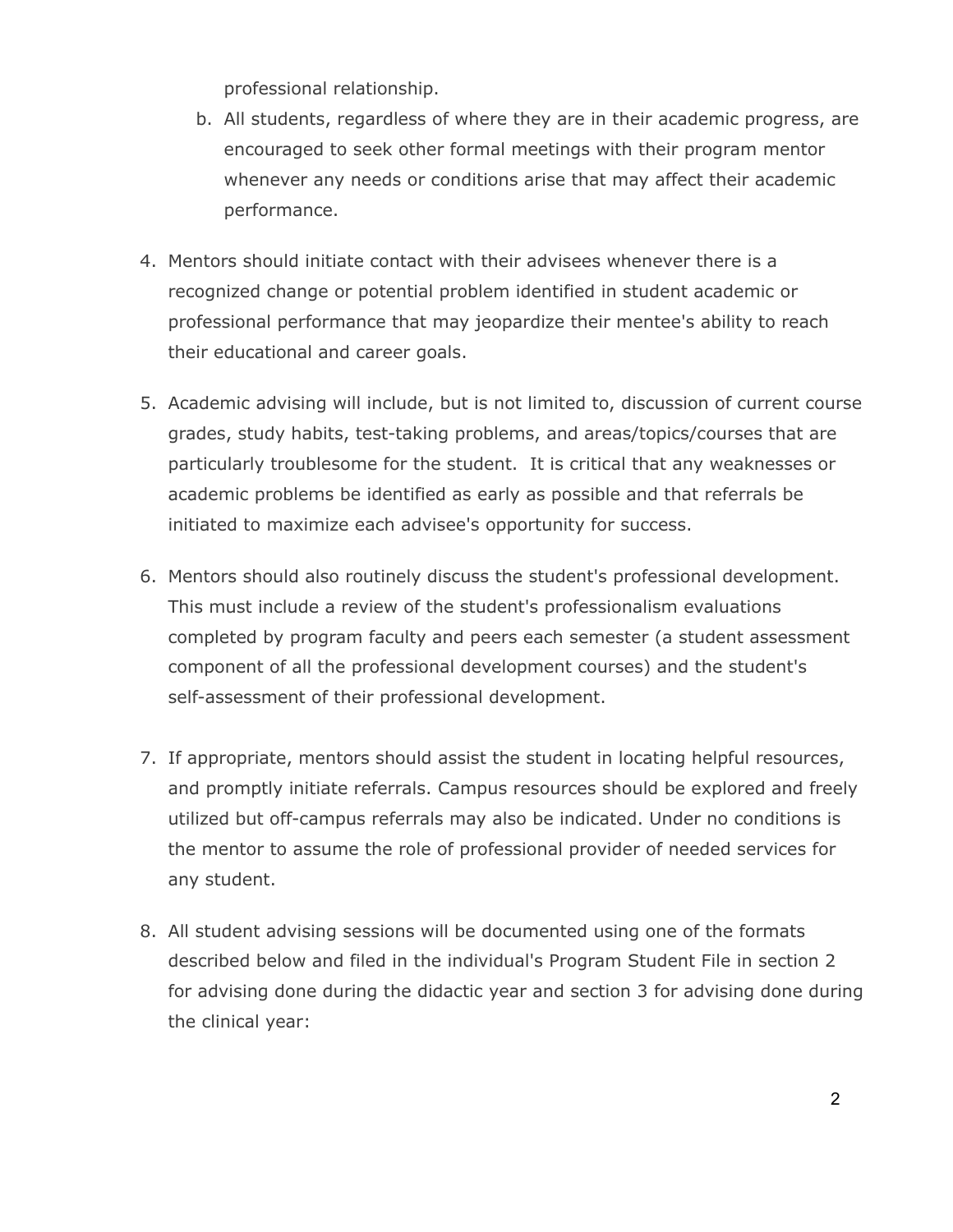professional relationship.

   b. All students, regardless of where they are in their academic progress, are encouraged to seek other formal meetings with their program mentor whenever any needs or conditions arise that may affect their academic performance.

4. Mentors should initiate contact with their advisees whenever there is a recognized change or potential problem identified in student academic or professional performance that may jeopardize their mentee's ability to reach their educational and career goals.

5. Academic advising will include, but is not limited to, discussion of current course grades, study habits, test-taking problems, and areas/topics/courses that are particularly troublesome for the student. It is critical that any weaknesses or academic problems be identified as early as possible and that referrals be initiated to maximize each advisee's opportunity for success.

6. Mentors should also routinely discuss the student's professional development. This must include a review of the student's professionalism evaluations completed by program faculty and peers each semester (a student assessment component of all the professional development courses) and the student's self-assessment of their professional development.

7. If appropriate, mentors should assist the student in locating helpful resources, and promptly initiate referrals. Campus resources should be explored and freely utilized but off-campus referrals may also be indicated. Under no conditions is the mentor to assume the role of professional provider of needed services for any student.

8. All student advising sessions will be documented using one of the formats described below and filed in the individual's Program Student File in section 2 for advising done during the didactic year and section 3 for advising done during the clinical year: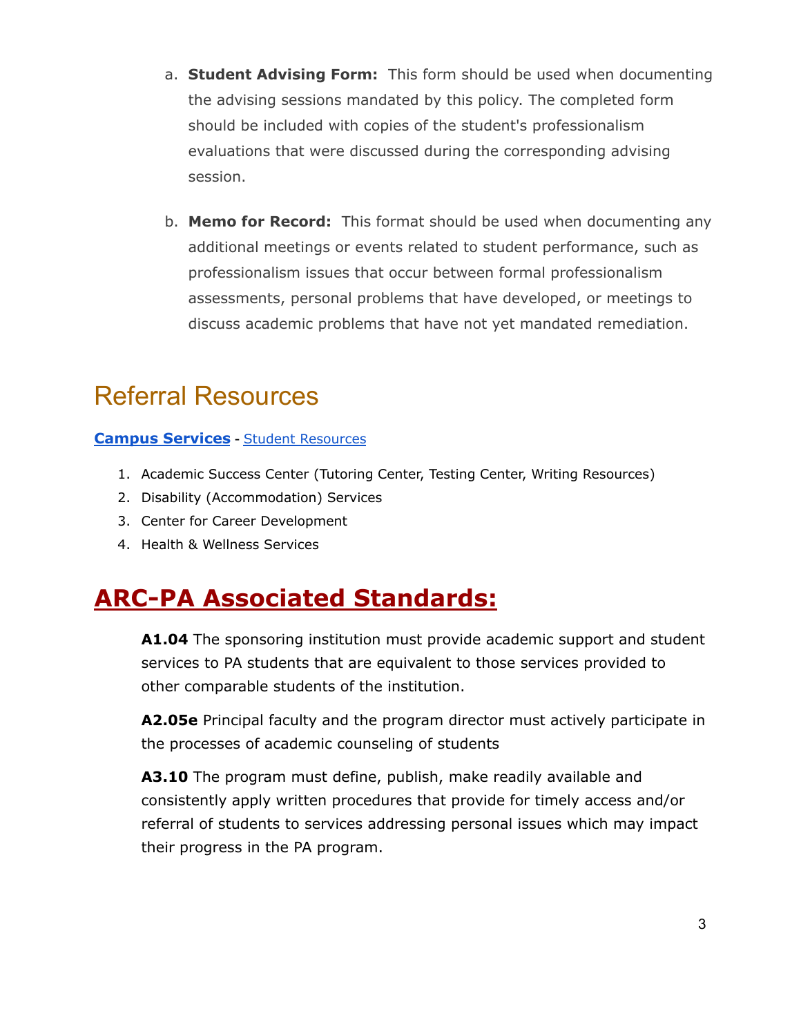a. **Student Advising Form:** This form should be used when documenting the advising sessions mandated by this policy. The completed form should be included with copies of the student's professionalism evaluations that were discussed during the corresponding advising session.

b. **Memo for Record:** This format should be used when documenting any additional meetings or events related to student performance, such as professionalism issues that occur between formal professionalism assessments, personal problems that have developed, or meetings to discuss academic problems that have not yet mandated remediation.

## Referral Resources

**Campus Services** - Student Resources

1. Academic Success Center (Tutoring Center, Testing Center, Writing Resources)
2. Disability (Accommodation) Services
3. Center for Career Development
4. Health & Wellness Services

## ARC-PA Associated Standards:

**A1.04** The sponsoring institution must provide academic support and student services to PA students that are equivalent to those services provided to other comparable students of the institution.

**A2.05e** Principal faculty and the program director must actively participate in the processes of academic counseling of students

**A3.10** The program must define, publish, make readily available and consistently apply written procedures that provide for timely access and/or referral of students to services addressing personal issues which may impact their progress in the PA program.